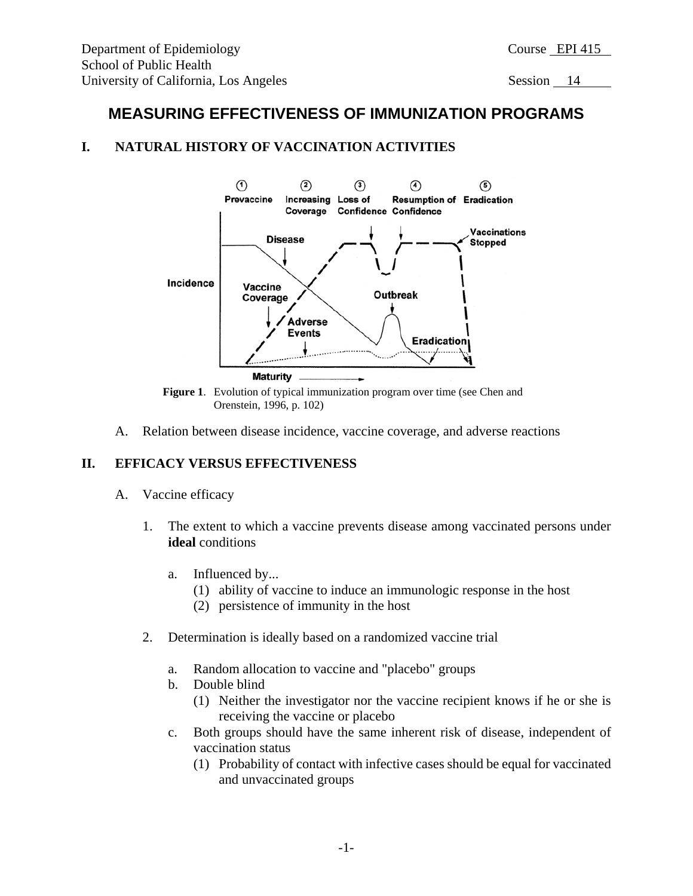Department of Epidemiology
School of Public Health
University of California, Los Angeles

Course EPI 415

Session 14

# MEASURING EFFECTIVENESS OF IMMUNIZATION PROGRAMS

## I. NATURAL HISTORY OF VACCINATION ACTIVITIES

**Figure 1**. Evolution of typical immunization program over time (see Chen and Orenstein, 1996, p. 102)

A. Relation between disease incidence, vaccine coverage, and adverse reactions

## II. EFFICACY VERSUS EFFECTIVENESS

A. Vaccine efficacy

1. The extent to which a vaccine prevents disease among vaccinated persons under **ideal** conditions

    a. Influenced by...
    (1) ability of vaccine to induce an immunologic response in the host
    (2) persistence of immunity in the host

2. Determination is ideally based on a randomized vaccine trial

    a. Random allocation to vaccine and "placebo" groups
    b. Double blind
    (1) Neither the investigator nor the vaccine recipient knows if he or she is receiving the vaccine or placebo
    c. Both groups should have the same inherent risk of disease, independent of vaccination status
    (1) Probability of contact with infective cases should be equal for vaccinated and unvaccinated groups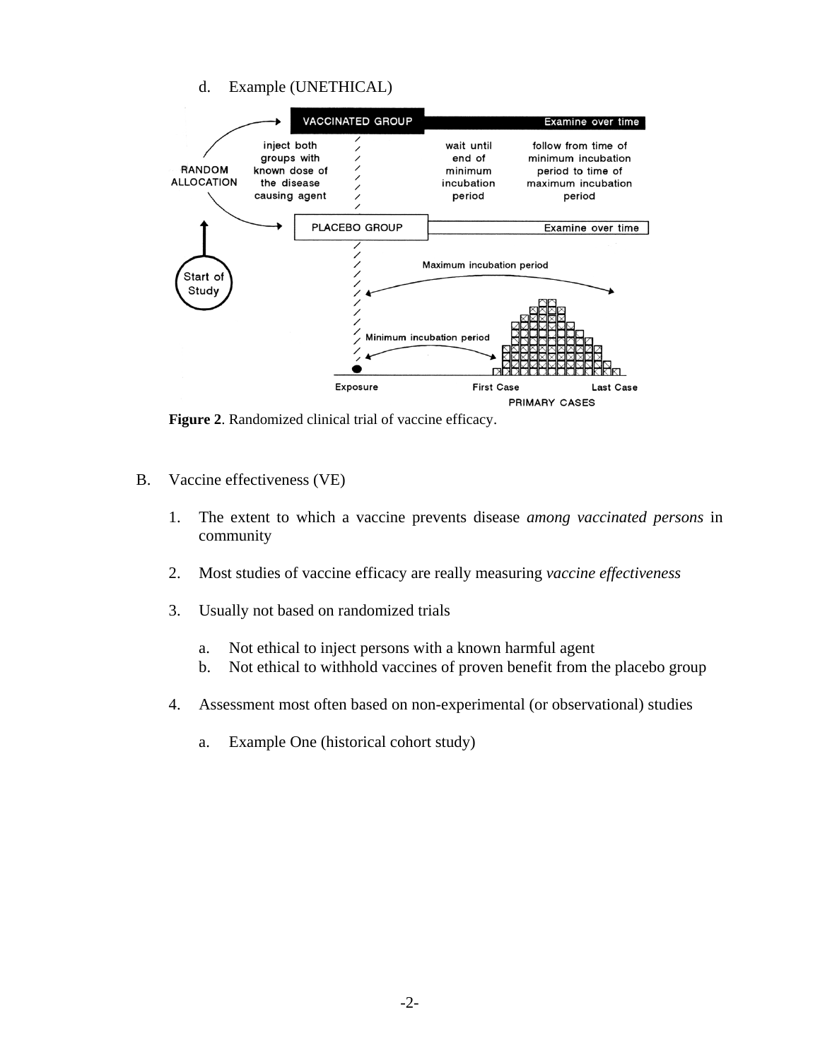d. Example (UNETHICAL)

VACCINATED GROUP

Examine over time

RANDOM ALLOCATION

inject both groups with known dose of the disease causing agent

wait until end of minimum incubation period

follow from time of minimum incubation period to time of maximum incubation period

PLACEBO GROUP

Examine over time

Start of Study

Maximum incubation period

Minimum incubation period

Exposure

First Case

Last Case

PRIMARY CASES

**Figure 2**. Randomized clinical trial of vaccine efficacy.

B. Vaccine effectiveness (VE)

1. The extent to which a vaccine prevents disease *among vaccinated persons* in community

2. Most studies of vaccine efficacy are really measuring *vaccine effectiveness*

3. Usually not based on randomized trials

   a. Not ethical to inject persons with a known harmful agent
   b. Not ethical to withhold vaccines of proven benefit from the placebo group

4. Assessment most often based on non-experimental (or observational) studies

   a. Example One (historical cohort study)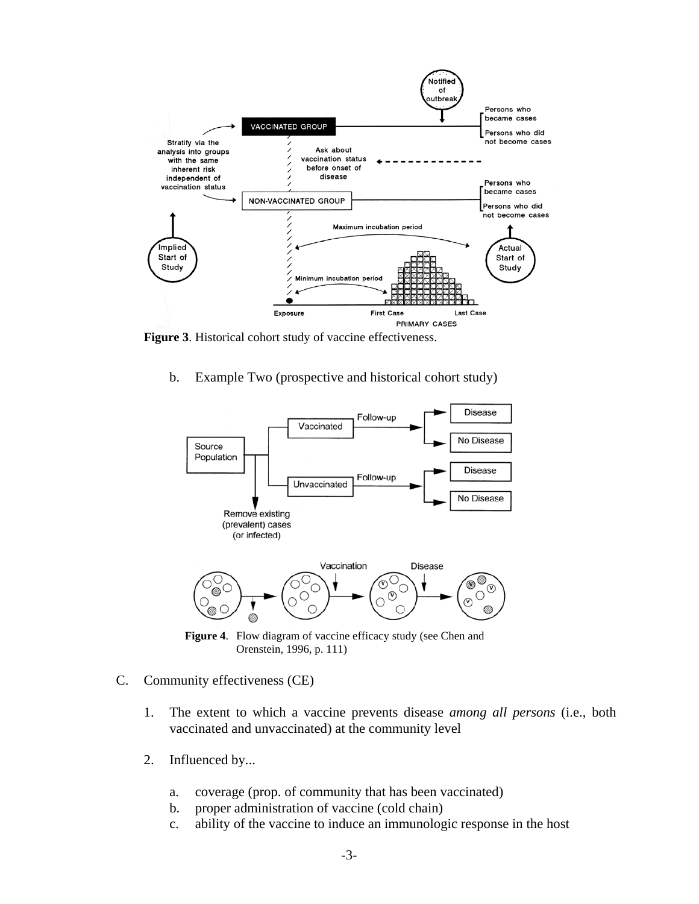**Figure 3**. Historical cohort study of vaccine effectiveness.

b. Example Two (prospective and historical cohort study)

**Figure 4**. Flow diagram of vaccine efficacy study (see Chen and Orenstein, 1996, p. 111)

C. Community effectiveness (CE)

1. The extent to which a vaccine prevents disease *among all persons* (i.e., both vaccinated and unvaccinated) at the community level

2. Influenced by...

   a. coverage (prop. of community that has been vaccinated)
   b. proper administration of vaccine (cold chain)
   c. ability of the vaccine to induce an immunologic response in the host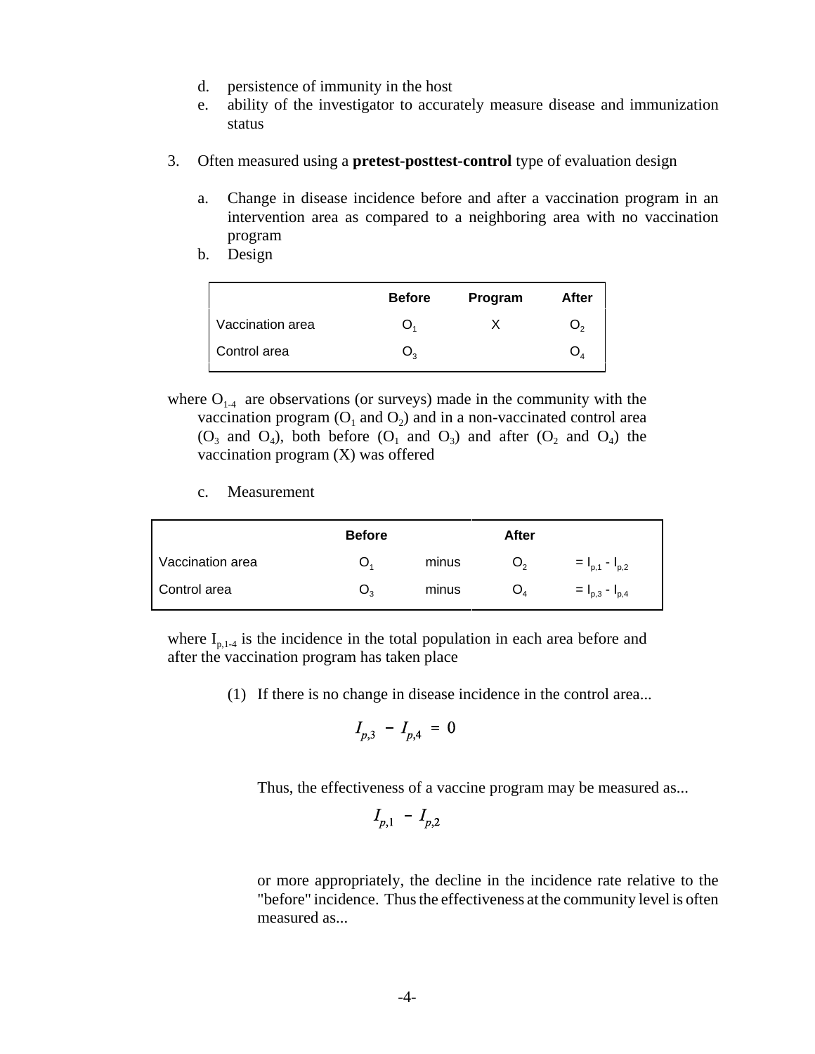d. persistence of immunity in the host
e. ability of the investigator to accurately measure disease and immunization status

3. Often measured using a **pretest-posttest-control** type of evaluation design

   a. Change in disease incidence before and after a vaccination program in an intervention area as compared to a neighboring area with no vaccination program
   b. Design

| | Before | Program | After |
|---|---|---|---|
| Vaccination area | $O_1$ | X | $O_2$ |
| Control area | $O_3$ | | $O_4$ |

where $O_{1\text{-}4}$ are observations (or surveys) made in the community with the vaccination program ($O_1$ and $O_2$) and in a non-vaccinated control area ($O_3$ and $O_4$), both before ($O_1$ and $O_3$) and after ($O_2$ and $O_4$) the vaccination program (X) was offered

   c. Measurement

| | Before | | After | |
|---|---|---|---|---|
| Vaccination area | $O_1$ | minus | $O_2$ | $= I_{p,1} - I_{p,2}$ |
| Control area | $O_3$ | minus | $O_4$ | $= I_{p,3} - I_{p,4}$ |

where $I_{p,1\text{-}4}$ is the incidence in the total population in each area before and after the vaccination program has taken place

(1) If there is no change in disease incidence in the control area...

$$I_{p,3} - I_{p,4} = 0$$

Thus, the effectiveness of a vaccine program may be measured as...

$$I_{p,1} - I_{p,2}$$

or more appropriately, the decline in the incidence rate relative to the "before" incidence. Thus the effectiveness at the community level is often measured as...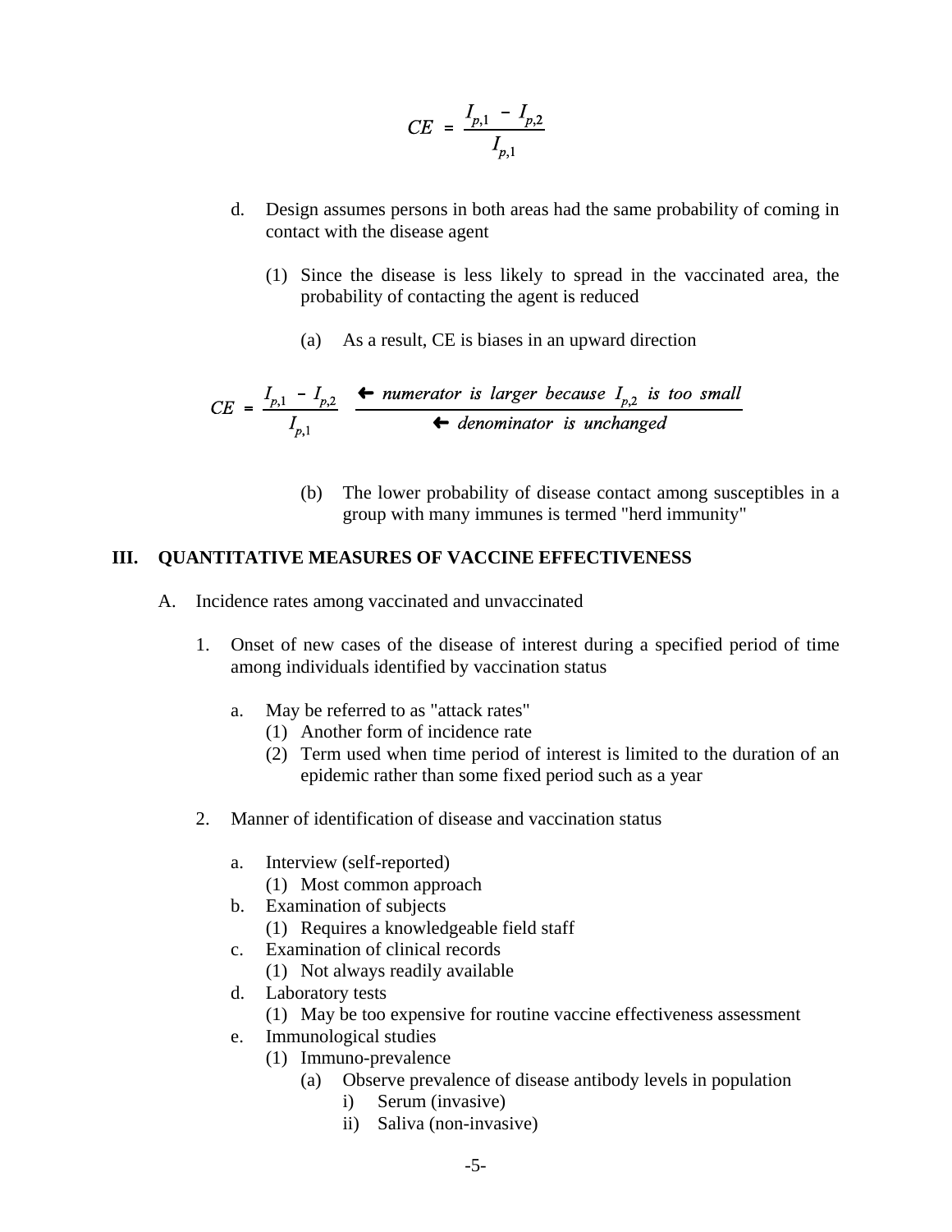$$CE = \frac{I_{p,1} - I_{p,2}}{I_{p,1}}$$

d. Design assumes persons in both areas had the same probability of coming in contact with the disease agent

   (1) Since the disease is less likely to spread in the vaccinated area, the probability of contacting the agent is reduced

      (a) As a result, CE is biases in an upward direction

$$CE = \frac{I_{p,1} - I_{p,2}}{I_{p,1}} \quad \frac{\leftarrow \textit{numerator is larger because } I_{p,2} \textit{ is too small}}{\leftarrow \textit{denominator is unchanged}}$$

      (b) The lower probability of disease contact among susceptibles in a group with many immunes is termed "herd immunity"

## III. QUANTITATIVE MEASURES OF VACCINE EFFECTIVENESS

A. Incidence rates among vaccinated and unvaccinated

1. Onset of new cases of the disease of interest during a specified period of time among individuals identified by vaccination status

   a. May be referred to as "attack rates"
      (1) Another form of incidence rate
      (2) Term used when time period of interest is limited to the duration of an epidemic rather than some fixed period such as a year

2. Manner of identification of disease and vaccination status

   a. Interview (self-reported)
      (1) Most common approach
   b. Examination of subjects
      (1) Requires a knowledgeable field staff
   c. Examination of clinical records
      (1) Not always readily available
   d. Laboratory tests
      (1) May be too expensive for routine vaccine effectiveness assessment
   e. Immunological studies
      (1) Immuno-prevalence
         (a) Observe prevalence of disease antibody levels in population
            i) Serum (invasive)
            ii) Saliva (non-invasive)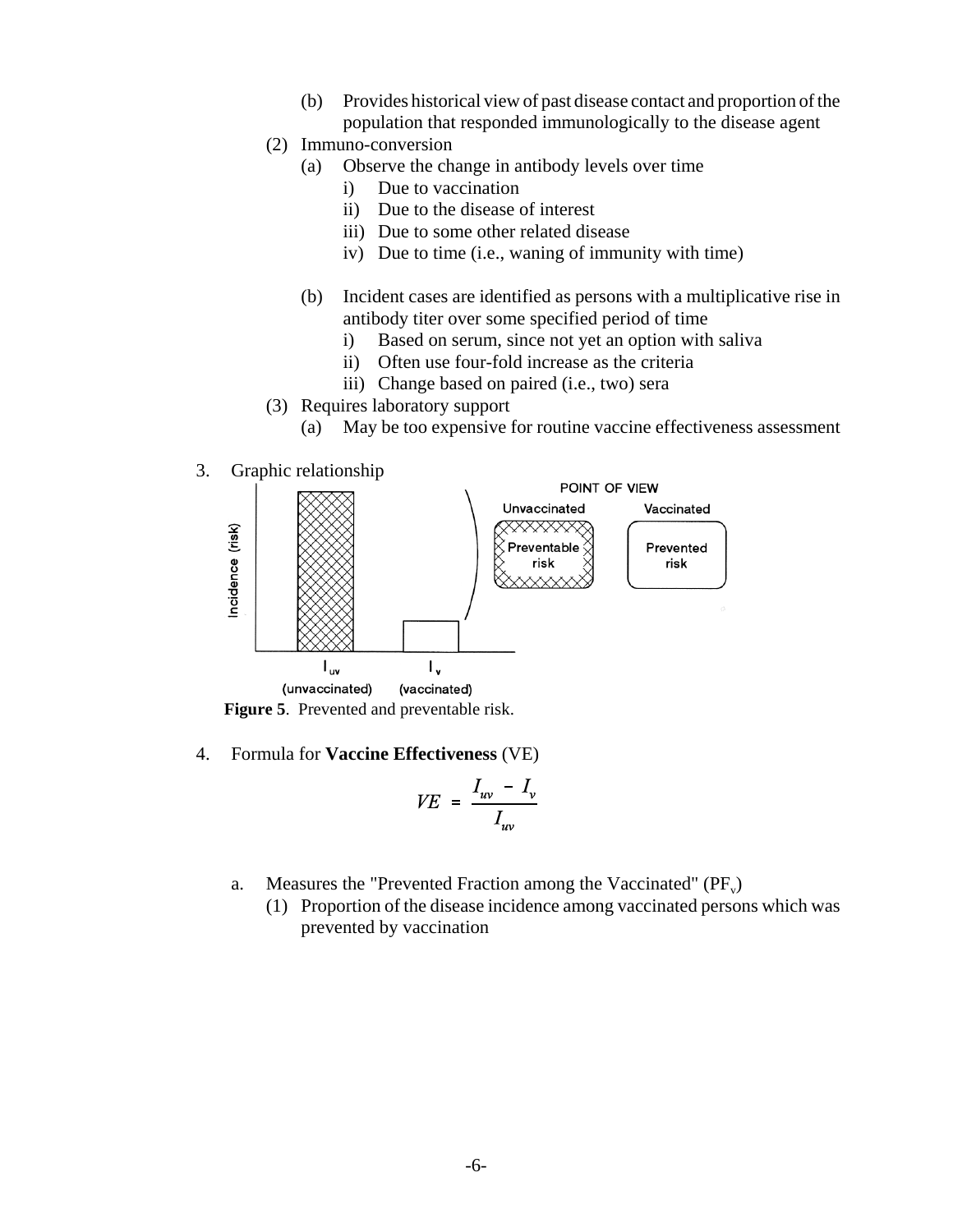(b) Provides historical view of past disease contact and proportion of the population that responded immunologically to the disease agent

(2) Immuno-conversion
  (a) Observe the change in antibody levels over time
    i) Due to vaccination
    ii) Due to the disease of interest
    iii) Due to some other related disease
    iv) Due to time (i.e., waning of immunity with time)

  (b) Incident cases are identified as persons with a multiplicative rise in antibody titer over some specified period of time
    i) Based on serum, since not yet an option with saliva
    ii) Often use four-fold increase as the criteria
    iii) Change based on paired (i.e., two) sera

(3) Requires laboratory support
  (a) May be too expensive for routine vaccine effectiveness assessment

3. Graphic relationship

**Figure 5**. Prevented and preventable risk.

4. Formula for **Vaccine Effectiveness** (VE)

$$VE = \frac{I_{uv} - I_v}{I_{uv}}$$

  a. Measures the "Prevented Fraction among the Vaccinated" ($PF_v$)
    (1) Proportion of the disease incidence among vaccinated persons which was prevented by vaccination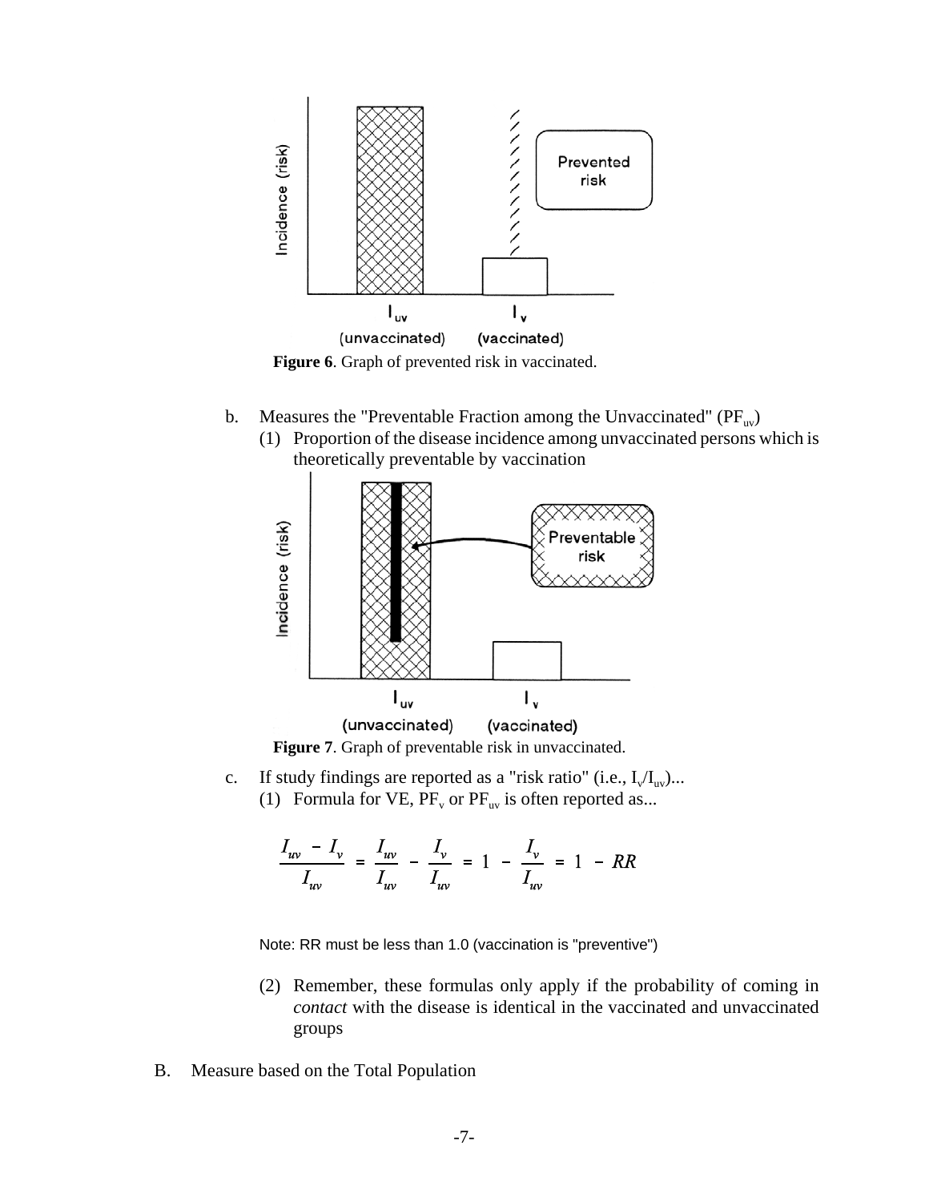**Figure 6**. Graph of prevented risk in vaccinated.

b. Measures the "Preventable Fraction among the Unvaccinated" ($PF_{uv}$)

   (1) Proportion of the disease incidence among unvaccinated persons which is theoretically preventable by vaccination

**Figure 7**. Graph of preventable risk in unvaccinated.

c. If study findings are reported as a "risk ratio" (i.e., $I_v/I_{uv}$)...

   (1) Formula for VE, $PF_v$ or $PF_{uv}$ is often reported as...

$$\frac{I_{uv} - I_v}{I_{uv}} = \frac{I_{uv}}{I_{uv}} - \frac{I_v}{I_{uv}} = 1 - \frac{I_v}{I_{uv}} = 1 - RR$$

Note: RR must be less than 1.0 (vaccination is "preventive")

   (2) Remember, these formulas only apply if the probability of coming in *contact* with the disease is identical in the vaccinated and unvaccinated groups

B. Measure based on the Total Population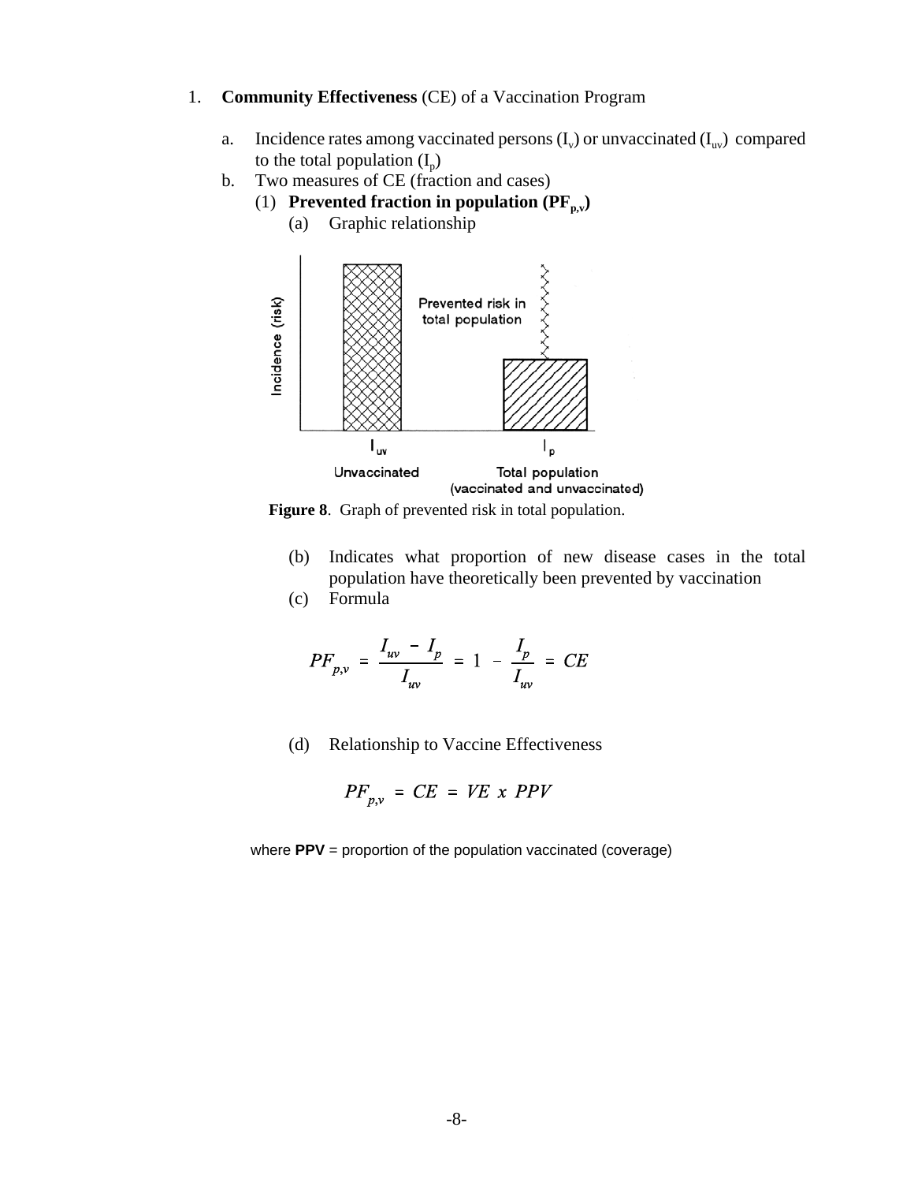1. **Community Effectiveness** (CE) of a Vaccination Program

   a. Incidence rates among vaccinated persons ($I_v$) or unvaccinated ($I_{uv}$) compared to the total population ($I_p$)

   b. Two measures of CE (fraction and cases)

      (1) **Prevented fraction in population ($PF_{p,v}$)**

         (a) Graphic relationship

**Figure 8**. Graph of prevented risk in total population.

         (b) Indicates what proportion of new disease cases in the total population have theoretically been prevented by vaccination

         (c) Formula

$$PF_{p,v} = \frac{I_{uv} - I_p}{I_{uv}} = 1 - \frac{I_p}{I_{uv}} = CE$$

         (d) Relationship to Vaccine Effectiveness

$$PF_{p,v} = CE = VE \ x \ PPV$$

where **PPV** = proportion of the population vaccinated (coverage)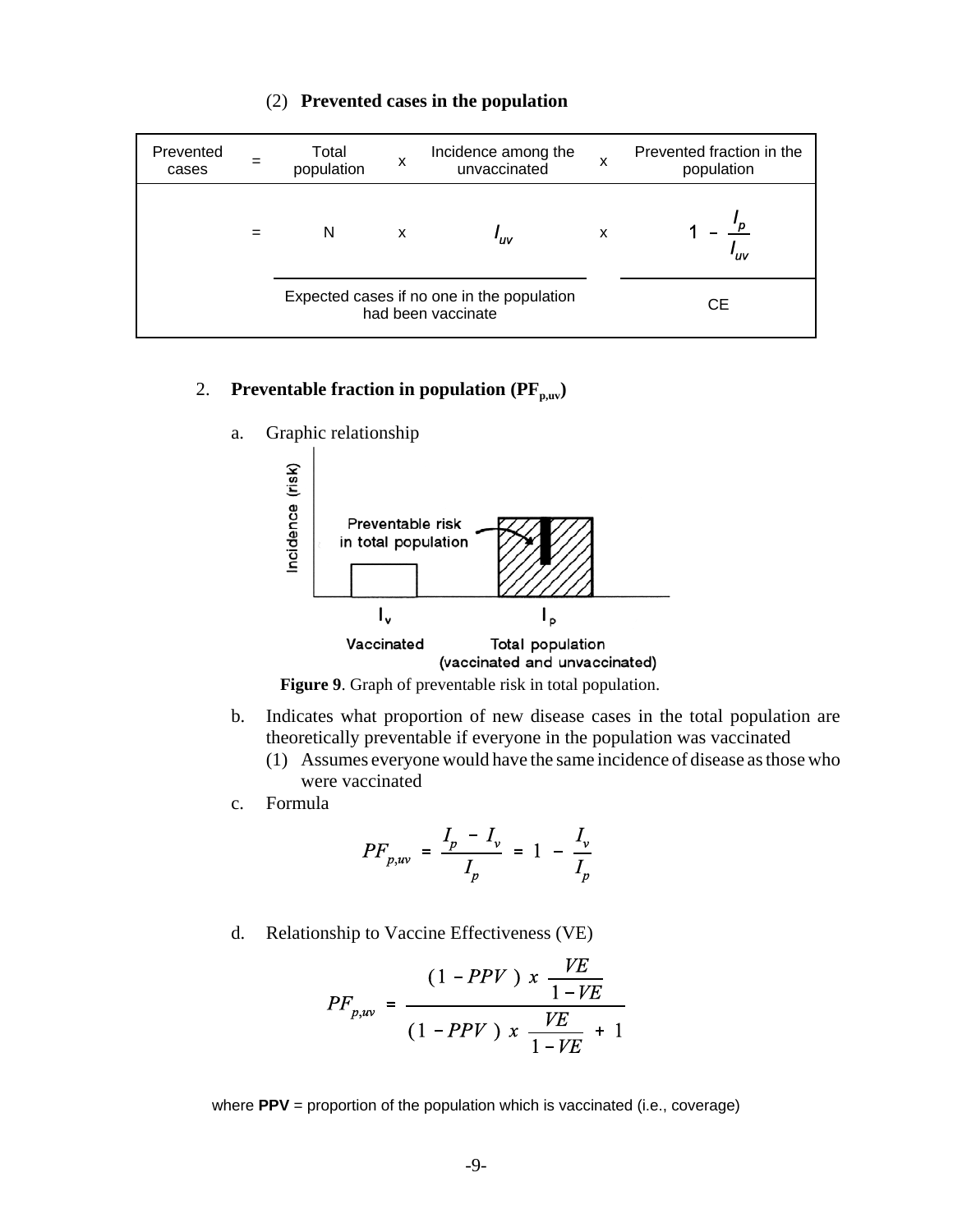(2) **Prevented cases in the population**

| Prevented cases | = | Total population | x | Incidence among the unvaccinated | x | Prevented fraction in the population |
|---|---|---|---|---|---|---|
| | = | N | x | $I_{uv}$ | x | $1 - \frac{I_p}{I_{uv}}$ |
| | | Expected cases if no one in the population had been vaccinate | | | | CE |

2. **Preventable fraction in population ($PF_{p,uv}$)**

   a. Graphic relationship

   **Figure 9**. Graph of preventable risk in total population.

   b. Indicates what proportion of new disease cases in the total population are theoretically preventable if everyone in the population was vaccinated
      (1) Assumes everyone would have the same incidence of disease as those who were vaccinated

   c. Formula

$$PF_{p,uv} = \frac{I_p - I_v}{I_p} = 1 - \frac{I_v}{I_p}$$

   d. Relationship to Vaccine Effectiveness (VE)

$$PF_{p,uv} = \frac{(1 - PPV) \times \frac{VE}{1 - VE}}{(1 - PPV) \times \frac{VE}{1 - VE} + 1}$$

where **PPV** = proportion of the population which is vaccinated (i.e., coverage)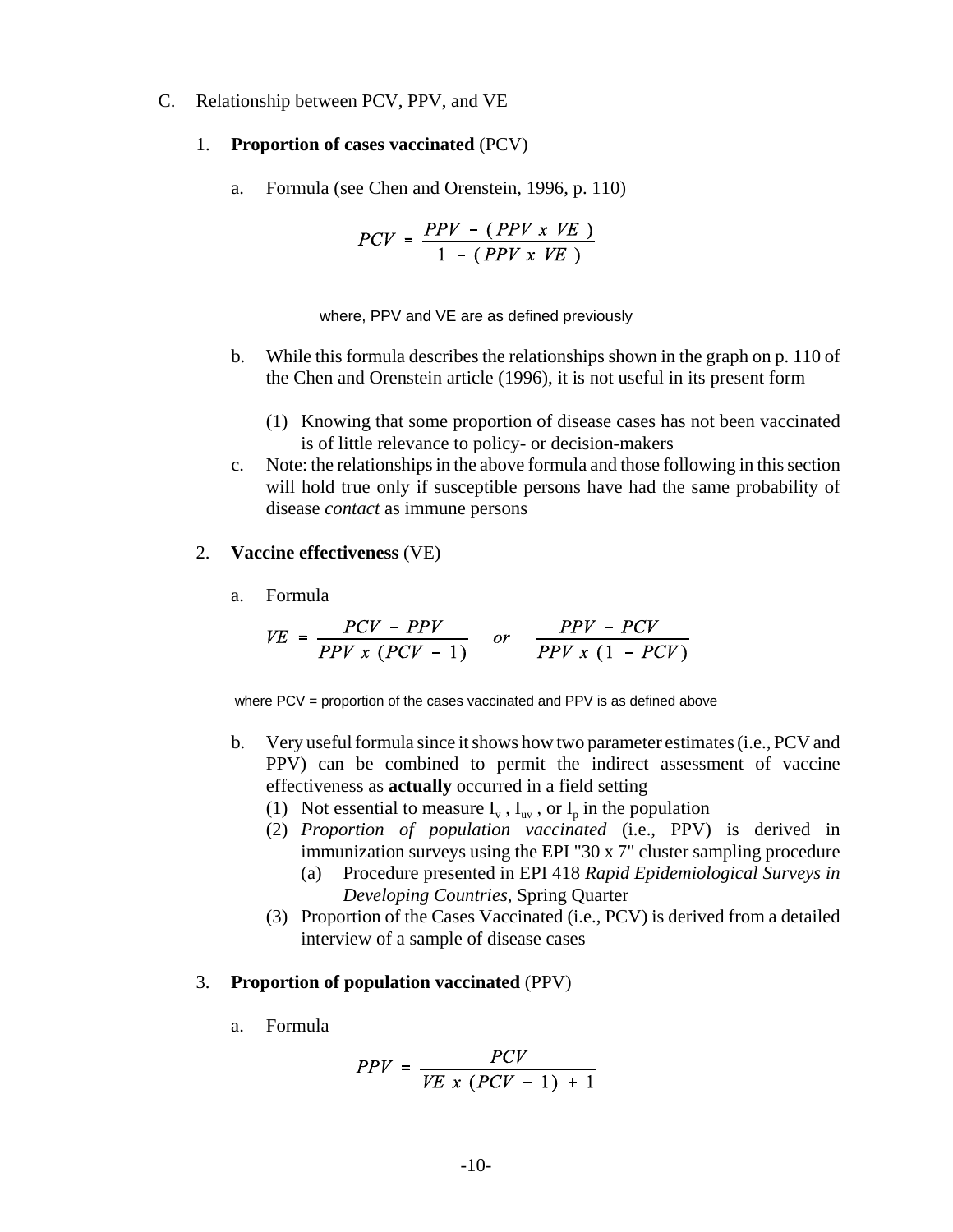C. Relationship between PCV, PPV, and VE

1. **Proportion of cases vaccinated** (PCV)

   a. Formula (see Chen and Orenstein, 1996, p. 110)

$$PCV = \frac{PPV - (PPV \times VE)}{1 - (PPV \times VE)}$$

where, PPV and VE are as defined previously

   b. While this formula describes the relationships shown in the graph on p. 110 of the Chen and Orenstein article (1996), it is not useful in its present form

      (1) Knowing that some proportion of disease cases has not been vaccinated is of little relevance to policy- or decision-makers

   c. Note: the relationships in the above formula and those following in this section will hold true only if susceptible persons have had the same probability of disease *contact* as immune persons

2. **Vaccine effectiveness** (VE)

   a. Formula

$$VE = \frac{PCV - PPV}{PPV \times (PCV - 1)} \quad or \quad \frac{PPV - PCV}{PPV \times (1 - PCV)}$$

where PCV = proportion of the cases vaccinated and PPV is as defined above

   b. Very useful formula since it shows how two parameter estimates (i.e., PCV and PPV) can be combined to permit the indirect assessment of vaccine effectiveness as **actually** occurred in a field setting

      (1) Not essential to measure $I_v$ , $I_{uv}$ , or $I_p$ in the population

      (2) *Proportion of population vaccinated* (i.e., PPV) is derived in immunization surveys using the EPI "30 x 7" cluster sampling procedure

         (a) Procedure presented in EPI 418 *Rapid Epidemiological Surveys in Developing Countries*, Spring Quarter

      (3) Proportion of the Cases Vaccinated (i.e., PCV) is derived from a detailed interview of a sample of disease cases

3. **Proportion of population vaccinated** (PPV)

   a. Formula

$$PPV = \frac{PCV}{VE \times (PCV - 1) + 1}$$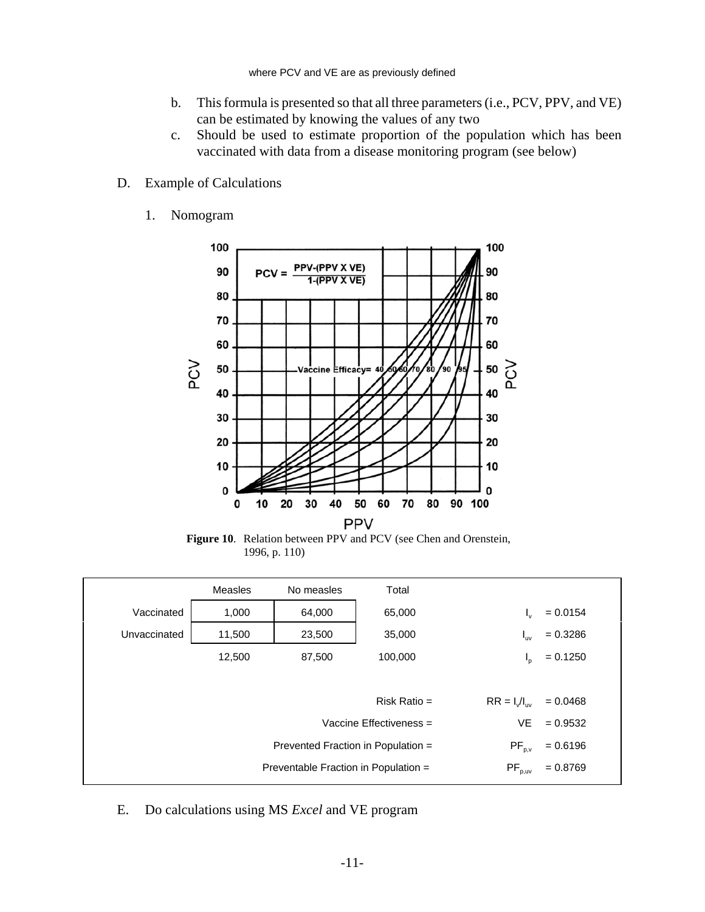where PCV and VE are as previously defined

b. This formula is presented so that all three parameters (i.e., PCV, PPV, and VE) can be estimated by knowing the values of any two
c. Should be used to estimate proportion of the population which has been vaccinated with data from a disease monitoring program (see below)

D. Example of Calculations

1. Nomogram

**Figure 10**. Relation between PPV and PCV (see Chen and Orenstein, 1996, p. 110)

| | Measles | No measles | Total | | |
|---|---|---|---|---|---|
| Vaccinated | 1,000 | 64,000 | 65,000 | $I_v$ | = 0.0154 |
| Unvaccinated | 11,500 | 23,500 | 35,000 | $I_{uv}$ | = 0.3286 |
| | 12,500 | 87,500 | 100,000 | $I_p$ | = 0.1250 |
| | | | Risk Ratio = | $RR = I_v/I_{uv}$ | = 0.0468 |
| | | | Vaccine Effectiveness = | VE | = 0.9532 |
| | | | Prevented Fraction in Population = | $PF_{p,v}$ | = 0.6196 |
| | | | Preventable Fraction in Population = | $PF_{p,uv}$ | = 0.8769 |

E. Do calculations using MS *Excel* and VE program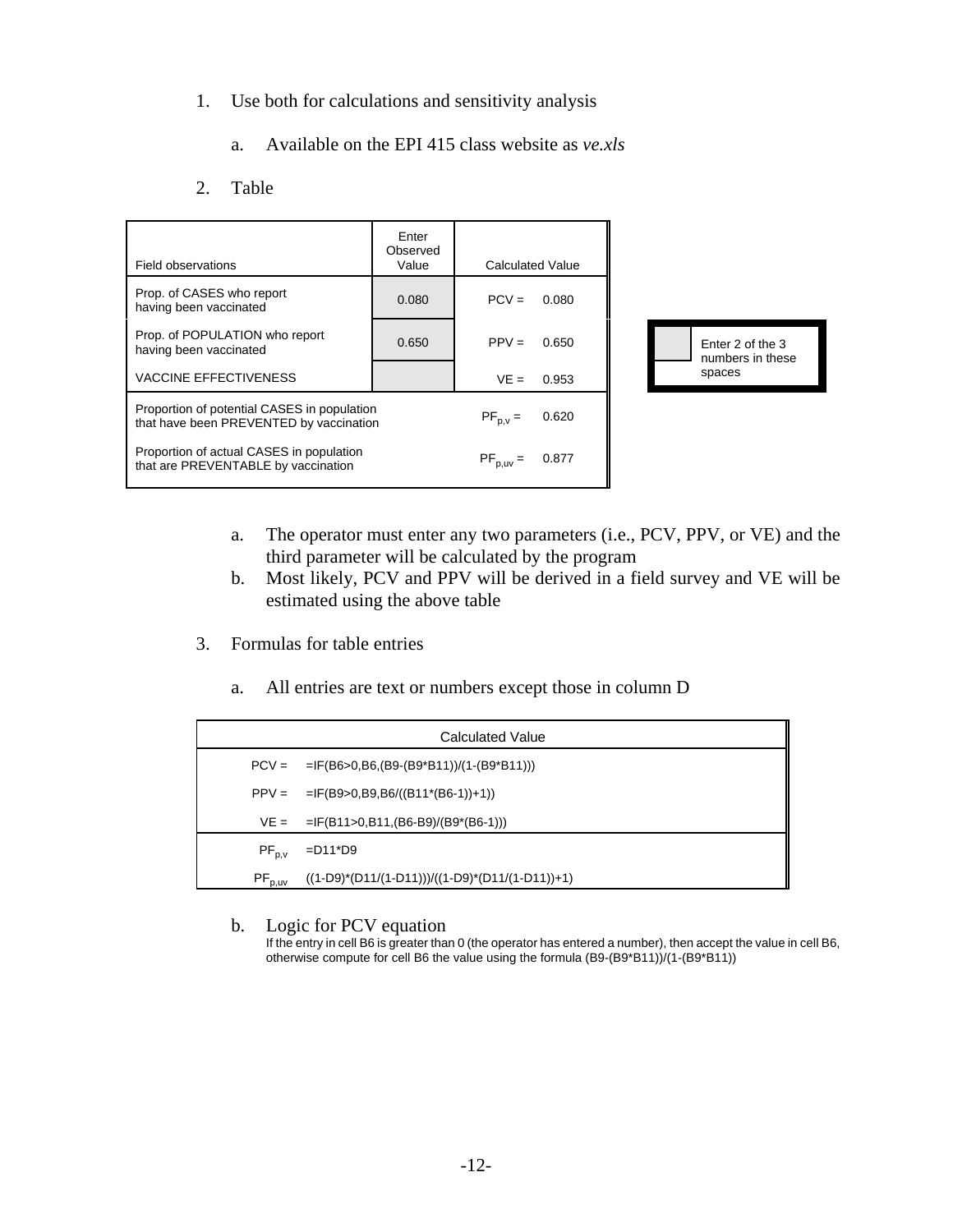1. Use both for calculations and sensitivity analysis

   a. Available on the EPI 415 class website as *ve.xls*

2. Table

| Field observations | Enter Observed Value | Calculated Value |
|---|---|---|
| Prop. of CASES who report having been vaccinated | 0.080 | PCV = 0.080 |
| Prop. of POPULATION who report having been vaccinated | 0.650 | PPV = 0.650 |
| VACCINE EFFECTIVENESS | | VE = 0.953 |
| Proportion of potential CASES in population that have been PREVENTED by vaccination | | $PF_{p,v}$ = 0.620 |
| Proportion of actual CASES in population that are PREVENTABLE by vaccination | | $PF_{p,uv}$ = 0.877 |

Enter 2 of the 3 numbers in these spaces

   a. The operator must enter any two parameters (i.e., PCV, PPV, or VE) and the third parameter will be calculated by the program
   b. Most likely, PCV and PPV will be derived in a field survey and VE will be estimated using the above table

3. Formulas for table entries

   a. All entries are text or numbers except those in column D

| | Calculated Value |
|---|---|
| PCV = | =IF(B6>0,B6,(B9-(B9*B11))/(1-(B9*B11))) |
| PPV = | =IF(B9>0,B9,B6/((B11*(B6-1))+1)) |
| VE = | =IF(B11>0,B11,(B6-B9)/(B9*(B6-1))) |
| $PF_{p,v}$ | =D11*D9 |
| $PF_{p,uv}$ | ((1-D9)*(D11/(1-D11)))/((1-D9)*(D11/(1-D11))+1) |

   b. Logic for PCV equation
      If the entry in cell B6 is greater than 0 (the operator has entered a number), then accept the value in cell B6, otherwise compute for cell B6 the value using the formula (B9-(B9*B11))/(1-(B9*B11))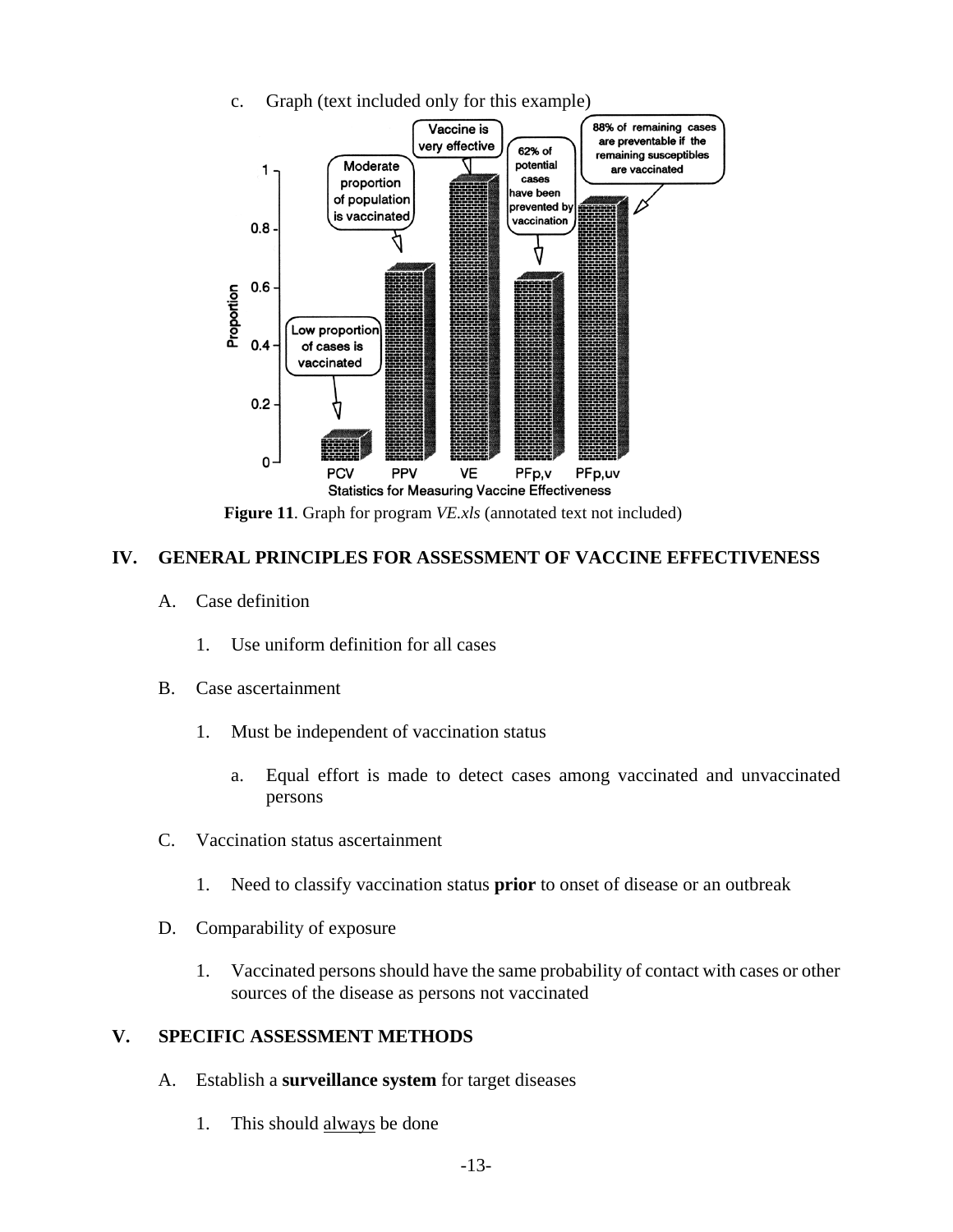c. Graph (text included only for this example)

**Figure 11**. Graph for program *VE.xls* (annotated text not included)

## IV. GENERAL PRINCIPLES FOR ASSESSMENT OF VACCINE EFFECTIVENESS

A. Case definition

1. Use uniform definition for all cases

B. Case ascertainment

1. Must be independent of vaccination status

   a. Equal effort is made to detect cases among vaccinated and unvaccinated persons

C. Vaccination status ascertainment

1. Need to classify vaccination status **prior** to onset of disease or an outbreak

D. Comparability of exposure

1. Vaccinated persons should have the same probability of contact with cases or other sources of the disease as persons not vaccinated

## V. SPECIFIC ASSESSMENT METHODS

A. Establish a **surveillance system** for target diseases

1. This should always be done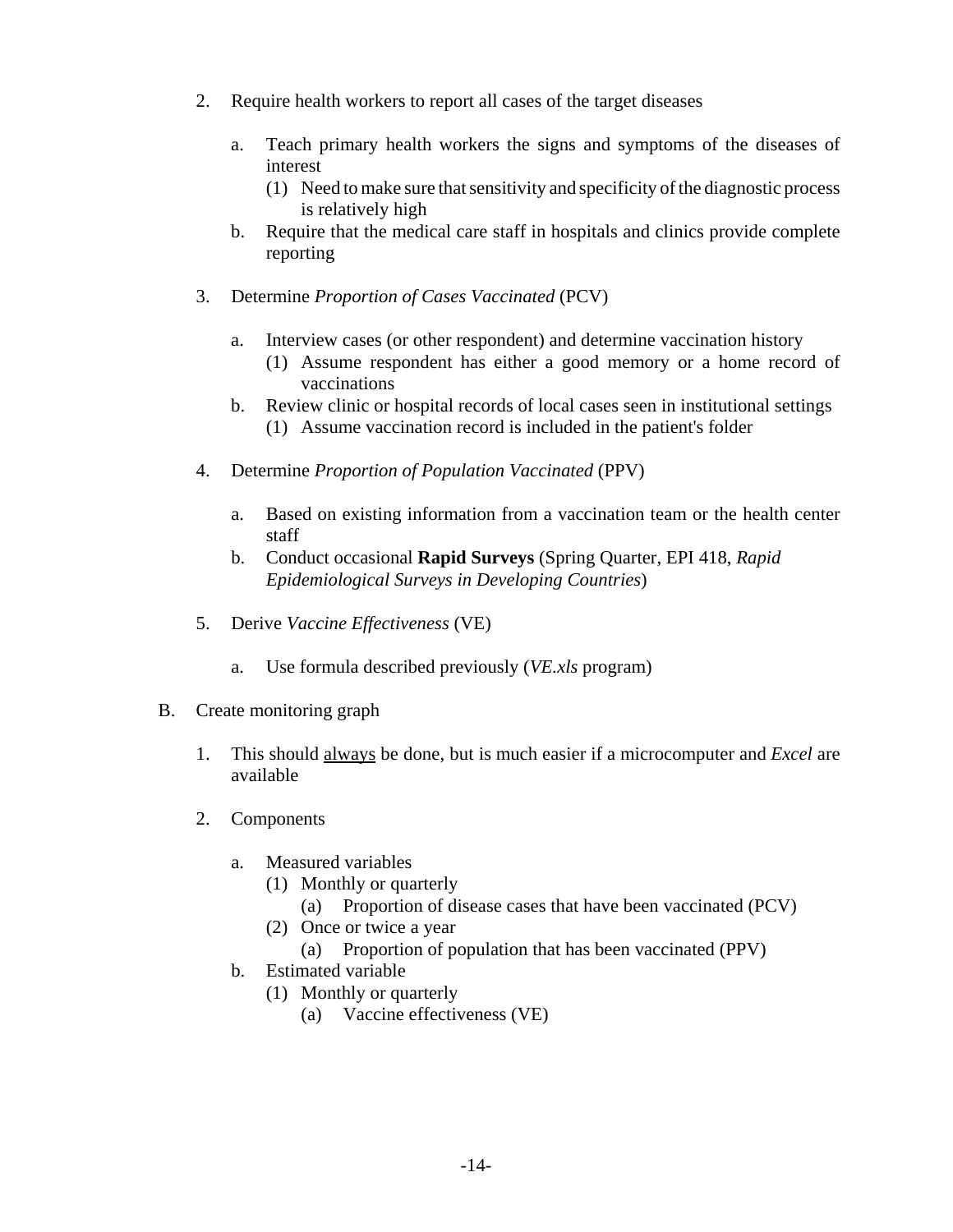2. Require health workers to report all cases of the target diseases

    a. Teach primary health workers the signs and symptoms of the diseases of interest
        (1) Need to make sure that sensitivity and specificity of the diagnostic process is relatively high
    b. Require that the medical care staff in hospitals and clinics provide complete reporting

3. Determine *Proportion of Cases Vaccinated* (PCV)

    a. Interview cases (or other respondent) and determine vaccination history
        (1) Assume respondent has either a good memory or a home record of vaccinations
    b. Review clinic or hospital records of local cases seen in institutional settings
        (1) Assume vaccination record is included in the patient's folder

4. Determine *Proportion of Population Vaccinated* (PPV)

    a. Based on existing information from a vaccination team or the health center staff
    b. Conduct occasional **Rapid Surveys** (Spring Quarter, EPI 418, *Rapid Epidemiological Surveys in Developing Countries*)

5. Derive *Vaccine Effectiveness* (VE)

    a. Use formula described previously (*VE.xls* program)

B. Create monitoring graph

1. This should <u>always</u> be done, but is much easier if a microcomputer and *Excel* are available

2. Components

    a. Measured variables
        (1) Monthly or quarterly
            (a) Proportion of disease cases that have been vaccinated (PCV)
        (2) Once or twice a year
            (a) Proportion of population that has been vaccinated (PPV)
    b. Estimated variable
        (1) Monthly or quarterly
            (a) Vaccine effectiveness (VE)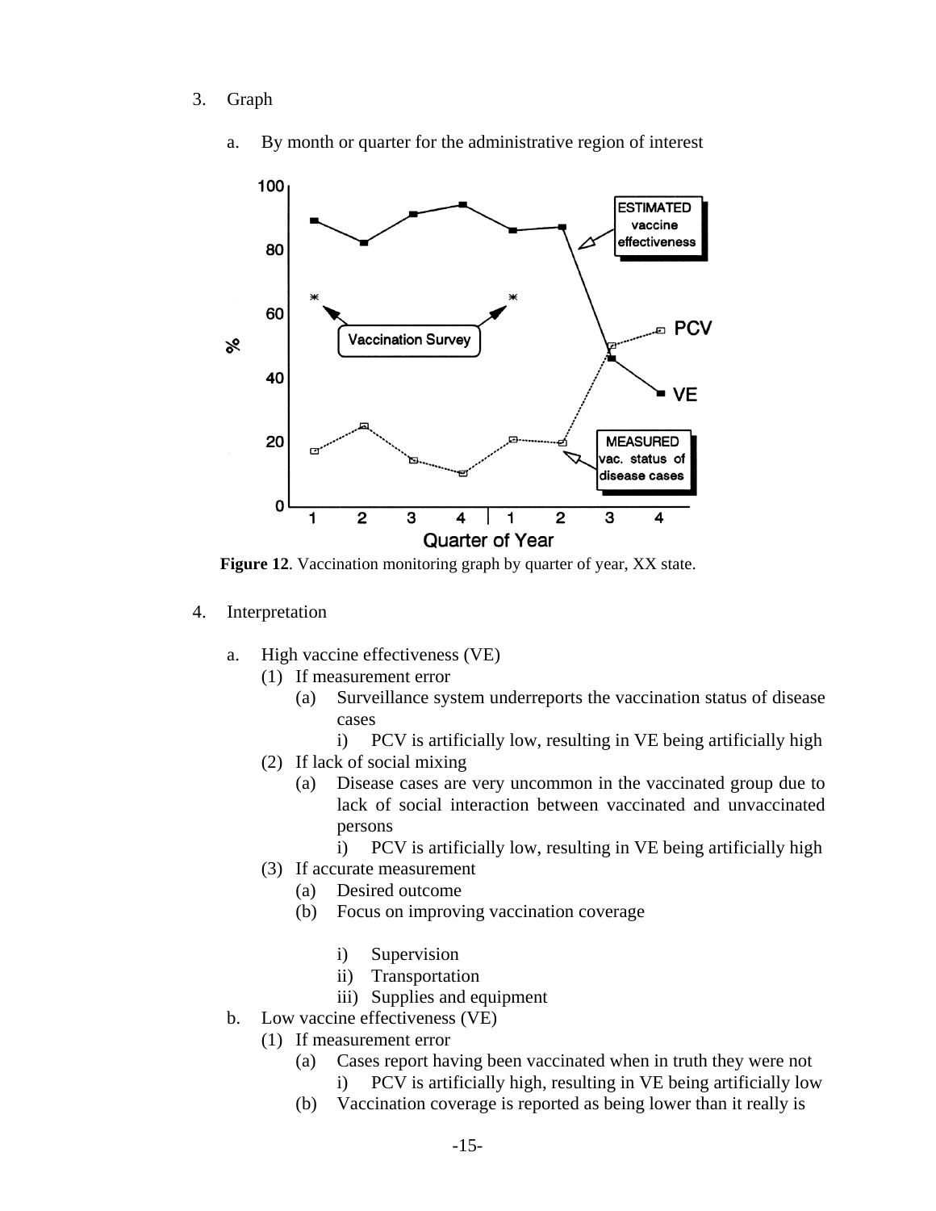3. Graph

   a. By month or quarter for the administrative region of interest

**Figure 12**. Vaccination monitoring graph by quarter of year, XX state.

4. Interpretation

   a. High vaccine effectiveness (VE)
      (1) If measurement error
         (a) Surveillance system underreports the vaccination status of disease cases
            i) PCV is artificially low, resulting in VE being artificially high
      (2) If lack of social mixing
         (a) Disease cases are very uncommon in the vaccinated group due to lack of social interaction between vaccinated and unvaccinated persons
            i) PCV is artificially low, resulting in VE being artificially high
      (3) If accurate measurement
         (a) Desired outcome
         (b) Focus on improving vaccination coverage
            i) Supervision
            ii) Transportation
            iii) Supplies and equipment
   b. Low vaccine effectiveness (VE)
      (1) If measurement error
         (a) Cases report having been vaccinated when in truth they were not
            i) PCV is artificially high, resulting in VE being artificially low
         (b) Vaccination coverage is reported as being lower than it really is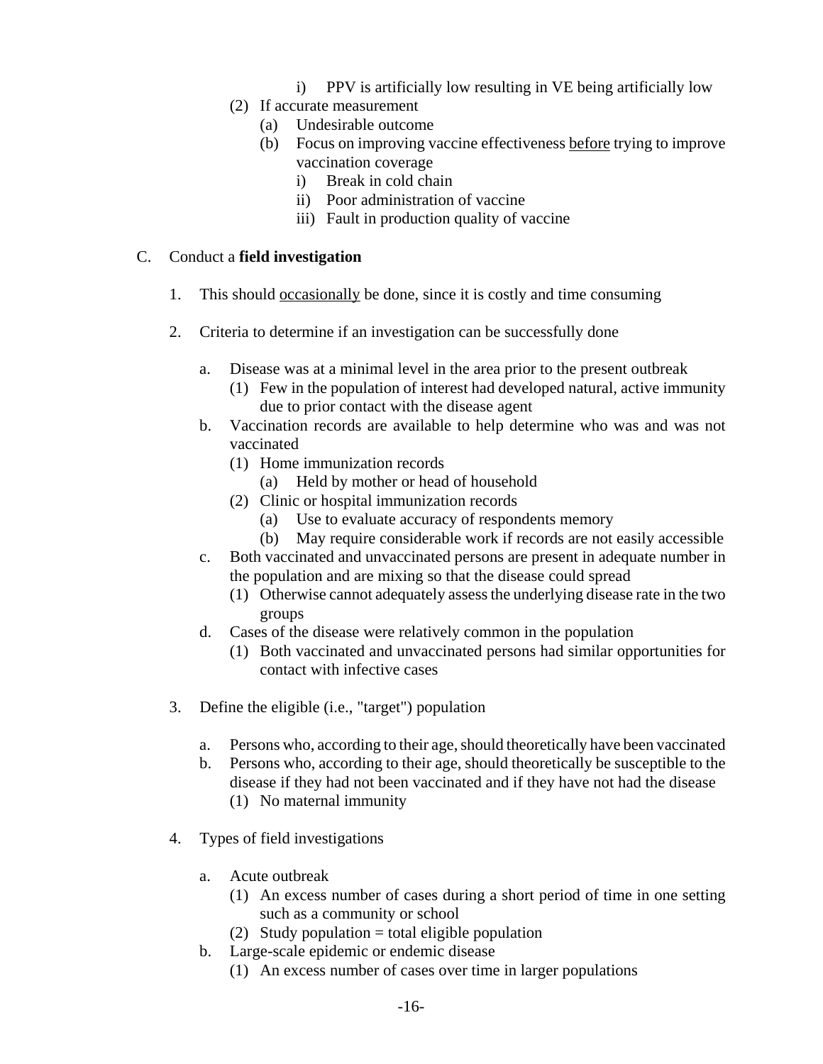i) PPV is artificially low resulting in VE being artificially low

    (2) If accurate measurement

        (a) Undesirable outcome

        (b) Focus on improving vaccine effectiveness <u>before</u> trying to improve vaccination coverage

            i) Break in cold chain

            ii) Poor administration of vaccine

            iii) Fault in production quality of vaccine

C. Conduct a **field investigation**

1. This should <u>occasionally</u> be done, since it is costly and time consuming

2. Criteria to determine if an investigation can be successfully done

    a. Disease was at a minimal level in the area prior to the present outbreak

        (1) Few in the population of interest had developed natural, active immunity due to prior contact with the disease agent

    b. Vaccination records are available to help determine who was and was not vaccinated

        (1) Home immunization records

            (a) Held by mother or head of household

        (2) Clinic or hospital immunization records

            (a) Use to evaluate accuracy of respondents memory

            (b) May require considerable work if records are not easily accessible

    c. Both vaccinated and unvaccinated persons are present in adequate number in the population and are mixing so that the disease could spread

        (1) Otherwise cannot adequately assess the underlying disease rate in the two groups

    d. Cases of the disease were relatively common in the population

        (1) Both vaccinated and unvaccinated persons had similar opportunities for contact with infective cases

3. Define the eligible (i.e., "target") population

    a. Persons who, according to their age, should theoretically have been vaccinated

    b. Persons who, according to their age, should theoretically be susceptible to the disease if they had not been vaccinated and if they have not had the disease

        (1) No maternal immunity

4. Types of field investigations

    a. Acute outbreak

        (1) An excess number of cases during a short period of time in one setting such as a community or school

        (2) Study population = total eligible population

    b. Large-scale epidemic or endemic disease

        (1) An excess number of cases over time in larger populations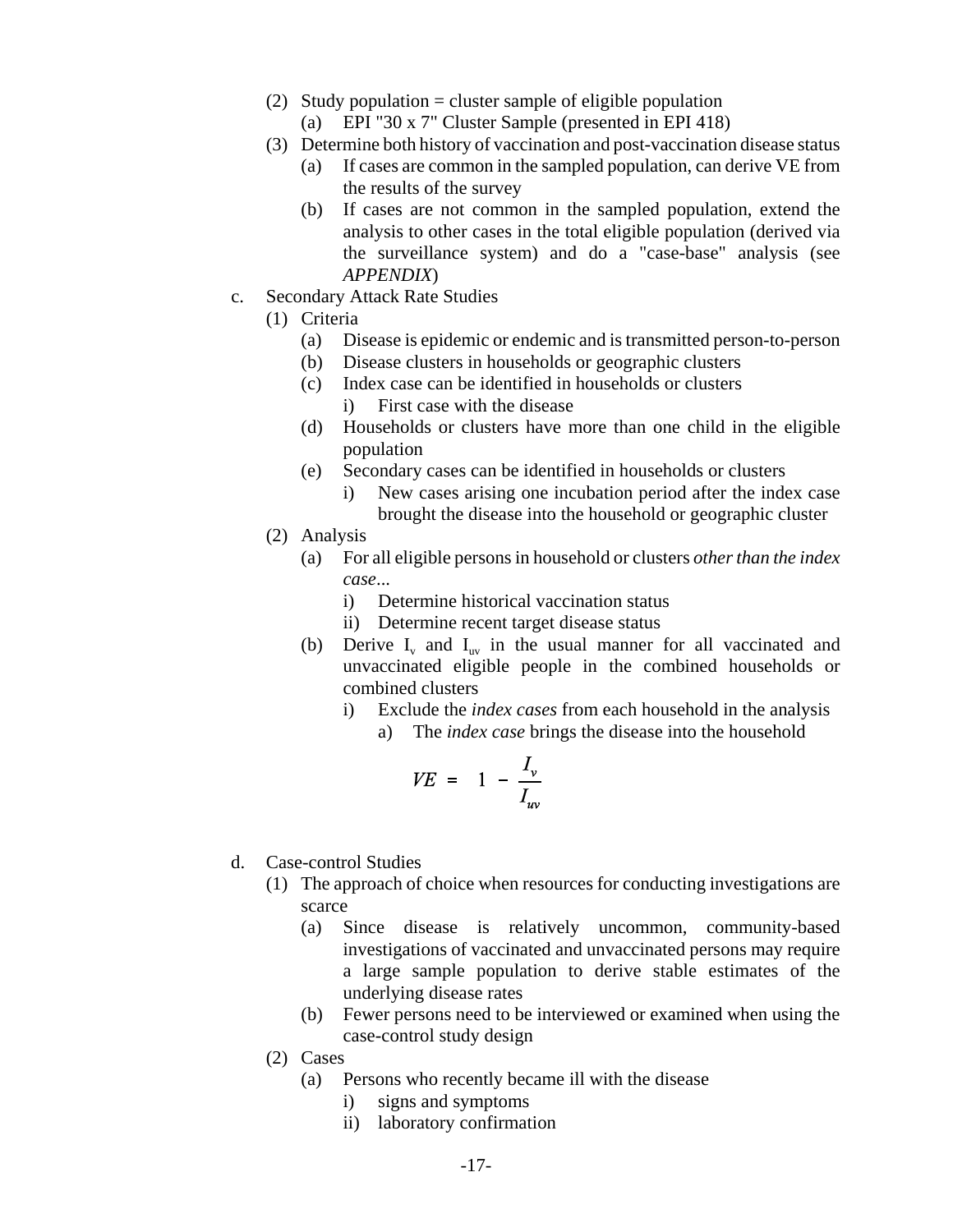- (2) Study population = cluster sample of eligible population
  - (a) EPI "30 x 7" Cluster Sample (presented in EPI 418)
- (3) Determine both history of vaccination and post-vaccination disease status
  - (a) If cases are common in the sampled population, can derive VE from the results of the survey
  - (b) If cases are not common in the sampled population, extend the analysis to other cases in the total eligible population (derived via the surveillance system) and do a "case-base" analysis (see *APPENDIX*)

c. Secondary Attack Rate Studies

- (1) Criteria
  - (a) Disease is epidemic or endemic and is transmitted person-to-person
  - (b) Disease clusters in households or geographic clusters
  - (c) Index case can be identified in households or clusters
    - i) First case with the disease
  - (d) Households or clusters have more than one child in the eligible population
  - (e) Secondary cases can be identified in households or clusters
    - i) New cases arising one incubation period after the index case brought the disease into the household or geographic cluster
- (2) Analysis
  - (a) For all eligible persons in household or clusters *other than the index case*...
    - i) Determine historical vaccination status
    - ii) Determine recent target disease status
  - (b) Derive $I_v$ and $I_{uv}$ in the usual manner for all vaccinated and unvaccinated eligible people in the combined households or combined clusters
    - i) Exclude the *index cases* from each household in the analysis
      - a) The *index case* brings the disease into the household

$$VE = 1 - \frac{I_v}{I_{uv}}$$

d. Case-control Studies

- (1) The approach of choice when resources for conducting investigations are scarce
  - (a) Since disease is relatively uncommon, community-based investigations of vaccinated and unvaccinated persons may require a large sample population to derive stable estimates of the underlying disease rates
  - (b) Fewer persons need to be interviewed or examined when using the case-control study design
- (2) Cases
  - (a) Persons who recently became ill with the disease
    - i) signs and symptoms
    - ii) laboratory confirmation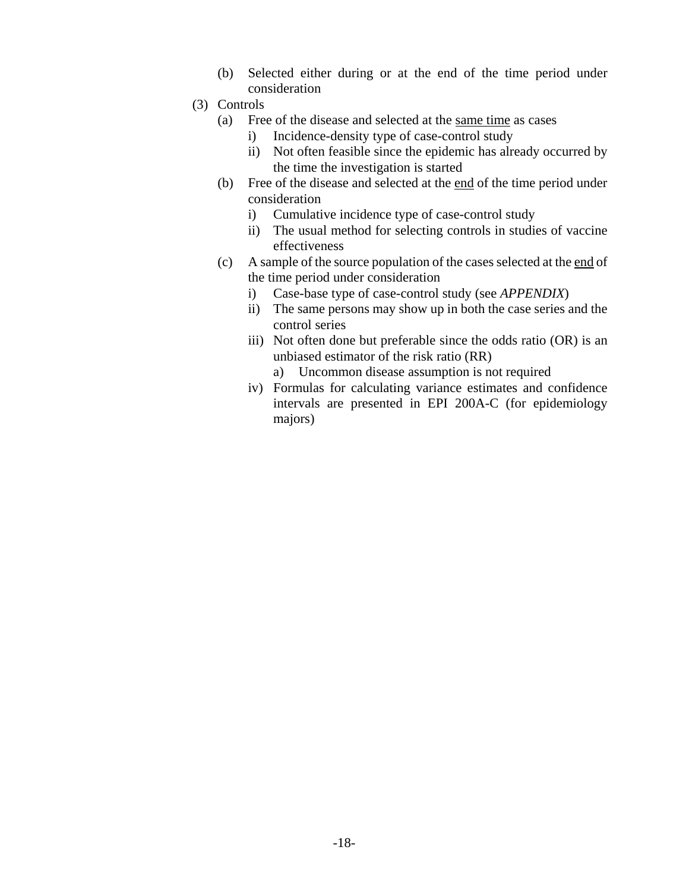- (b) Selected either during or at the end of the time period under consideration
- (3) Controls
  - (a) Free of the disease and selected at the <u>same time</u> as cases
    - i) Incidence-density type of case-control study
    - ii) Not often feasible since the epidemic has already occurred by the time the investigation is started
  - (b) Free of the disease and selected at the <u>end</u> of the time period under consideration
    - i) Cumulative incidence type of case-control study
    - ii) The usual method for selecting controls in studies of vaccine effectiveness
  - (c) A sample of the source population of the cases selected at the <u>end</u> of the time period under consideration
    - i) Case-base type of case-control study (see *APPENDIX*)
    - ii) The same persons may show up in both the case series and the control series
    - iii) Not often done but preferable since the odds ratio (OR) is an unbiased estimator of the risk ratio (RR)
      - a) Uncommon disease assumption is not required
    - iv) Formulas for calculating variance estimates and confidence intervals are presented in EPI 200A-C (for epidemiology majors)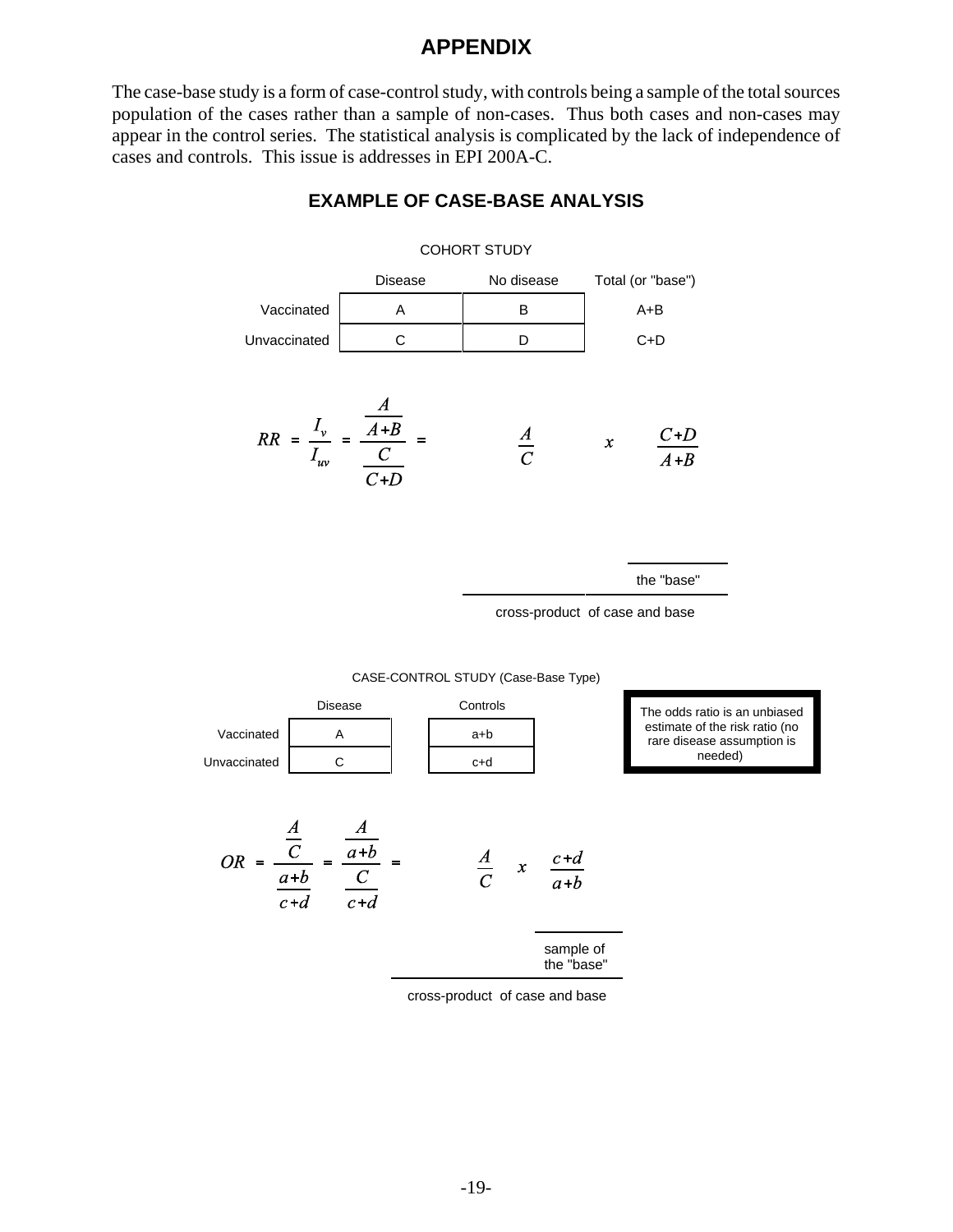# APPENDIX

The case-base study is a form of case-control study, with controls being a sample of the total sources population of the cases rather than a sample of non-cases. Thus both cases and non-cases may appear in the control series. The statistical analysis is complicated by the lack of independence of cases and controls. This issue is addresses in EPI 200A-C.

## EXAMPLE OF CASE-BASE ANALYSIS

COHORT STUDY

| | Disease | No disease | Total (or "base") |
|---|---|---|---|
| Vaccinated | A | B | A+B |
| Unvaccinated | C | D | C+D |

$$RR = \frac{I_v}{I_{uv}} = \frac{\dfrac{A}{A+B}}{\dfrac{C}{C+D}} = \frac{A}{C} \quad x \quad \frac{C+D}{A+B}$$

the "base"

cross-product of case and base

CASE-CONTROL STUDY (Case-Base Type)

| | Disease | Controls |
|---|---|---|
| Vaccinated | A | a+b |
| Unvaccinated | C | c+d |

The odds ratio is an unbiased estimate of the risk ratio (no rare disease assumption is needed)

$$OR = \frac{\dfrac{A}{C}}{\dfrac{a+b}{c+d}} = \frac{\dfrac{A}{a+b}}{\dfrac{C}{c+d}} = \frac{A}{C} \quad x \quad \frac{c+d}{a+b}$$

sample of the "base"

cross-product of case and base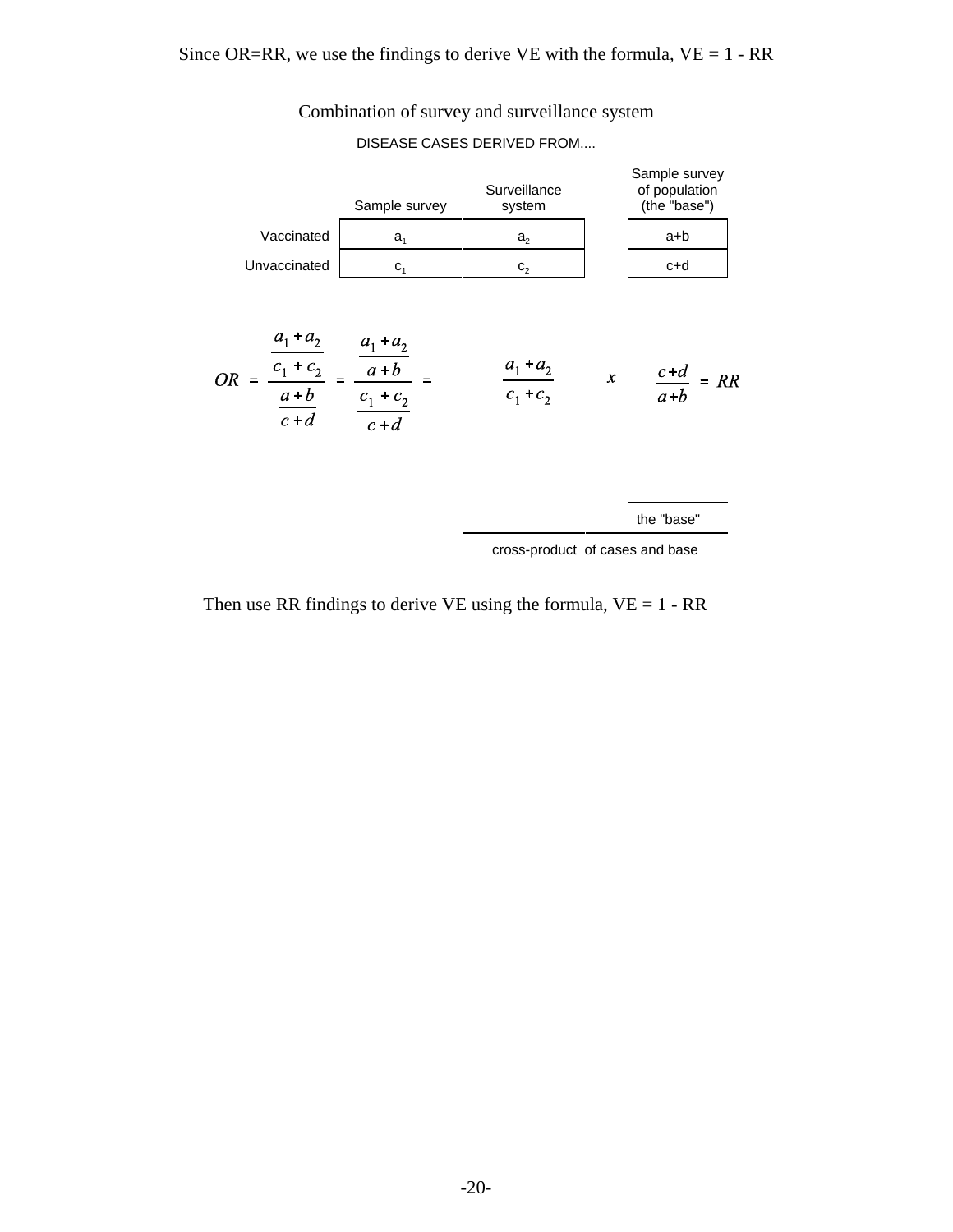Since OR=RR, we use the findings to derive VE with the formula, VE = 1 - RR

Combination of survey and surveillance system

DISEASE CASES DERIVED FROM....

| | Sample survey | Surveillance system | | Sample survey of population (the "base") |
|---|---|---|---|---|
| Vaccinated | $a_1$ | $a_2$ | | a+b |
| Unvaccinated | $c_1$ | $c_2$ | | c+d |

$$OR = \frac{\dfrac{a_1 + a_2}{c_1 + c_2}}{\dfrac{a+b}{c+d}} = \frac{\dfrac{a_1 + a_2}{a+b}}{\dfrac{c_1 + c_2}{c+d}} = \frac{a_1 + a_2}{c_1 + c_2} \quad x \quad \frac{c+d}{a+b} = RR$$

the "base"

cross-product of cases and base

Then use RR findings to derive VE using the formula, VE = 1 - RR